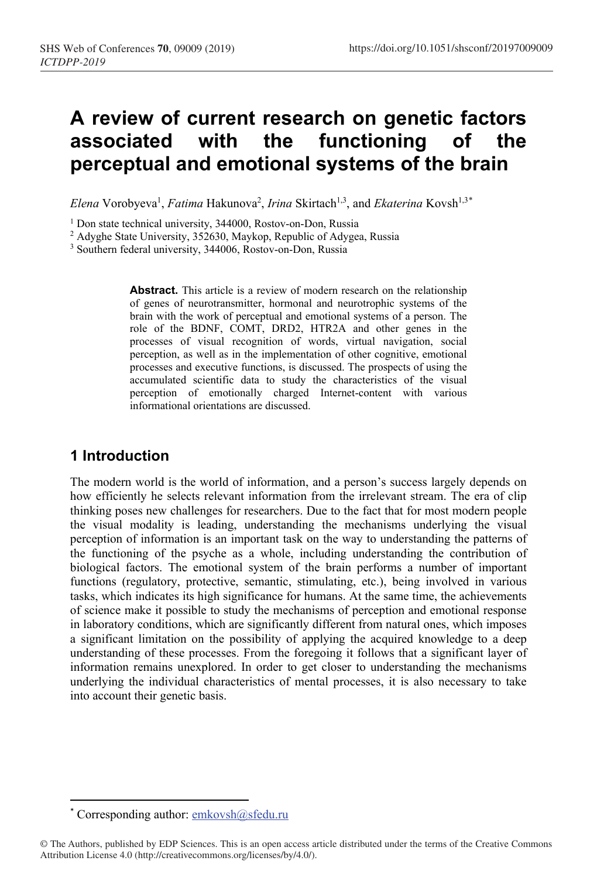# A review of current research on genetic factors associated with the functioning of the perceptual and emotional systems of the brain

*Elena* Vorobyeva[1], *Fatima* Hakunova[2], *Irina* Skirtach[1,3], and *Ekaterina* Kovsh[1,3*]

[1] Don state technical university, 344000, Rostov-on-Don, Russia

[2] Adyghe State University, 352630, Maykop, Republic of Adygea, Russia

[3] Southern federal university, 344006, Rostov-on-Don, Russia

**Abstract.** This article is a review of modern research on the relationship of genes of neurotransmitter, hormonal and neurotrophic systems of the brain with the work of perceptual and emotional systems of a person. The role of the BDNF, COMT, DRD2, HTR2A and other genes in the processes of visual recognition of words, virtual navigation, social perception, as well as in the implementation of other cognitive, emotional processes and executive functions, is discussed. The prospects of using the accumulated scientific data to study the characteristics of the visual perception of emotionally charged Internet-content with various informational orientations are discussed.

## 1 Introduction

The modern world is the world of information, and a person's success largely depends on how efficiently he selects relevant information from the irrelevant stream. The era of clip thinking poses new challenges for researchers. Due to the fact that for most modern people the visual modality is leading, understanding the mechanisms underlying the visual perception of information is an important task on the way to understanding the patterns of the functioning of the psyche as a whole, including understanding the contribution of biological factors. The emotional system of the brain performs a number of important functions (regulatory, protective, semantic, stimulating, etc.), being involved in various tasks, which indicates its high significance for humans. At the same time, the achievements of science make it possible to study the mechanisms of perception and emotional response in laboratory conditions, which are significantly different from natural ones, which imposes a significant limitation on the possibility of applying the acquired knowledge to a deep understanding of these processes. From the foregoing it follows that a significant layer of information remains unexplored. In order to get closer to understanding the mechanisms underlying the individual characteristics of mental processes, it is also necessary to take into account their genetic basis.

[*] Corresponding author: emkovsh@sfedu.ru

© The Authors, published by EDP Sciences. This is an open access article distributed under the terms of the Creative Commons Attribution License 4.0 (http://creativecommons.org/licenses/by/4.0/).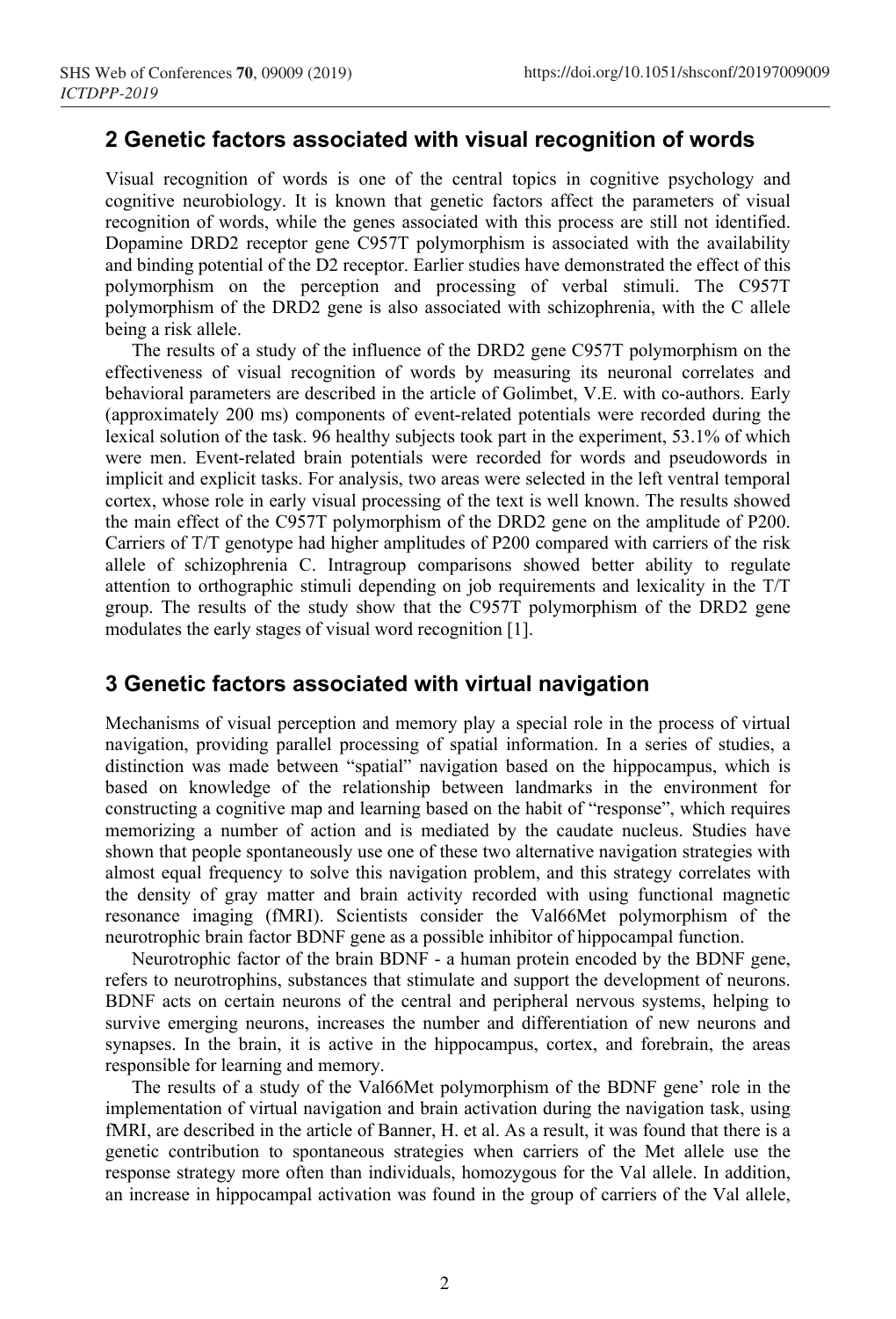## 2 Genetic factors associated with visual recognition of words

Visual recognition of words is one of the central topics in cognitive psychology and cognitive neurobiology. It is known that genetic factors affect the parameters of visual recognition of words, while the genes associated with this process are still not identified. Dopamine DRD2 receptor gene C957T polymorphism is associated with the availability and binding potential of the D2 receptor. Earlier studies have demonstrated the effect of this polymorphism on the perception and processing of verbal stimuli. The C957T polymorphism of the DRD2 gene is also associated with schizophrenia, with the C allele being a risk allele.

The results of a study of the influence of the DRD2 gene C957T polymorphism on the effectiveness of visual recognition of words by measuring its neuronal correlates and behavioral parameters are described in the article of Golimbet, V.E. with co-authors. Early (approximately 200 ms) components of event-related potentials were recorded during the lexical solution of the task. 96 healthy subjects took part in the experiment, 53.1% of which were men. Event-related brain potentials were recorded for words and pseudowords in implicit and explicit tasks. For analysis, two areas were selected in the left ventral temporal cortex, whose role in early visual processing of the text is well known. The results showed the main effect of the C957T polymorphism of the DRD2 gene on the amplitude of P200. Carriers of T/T genotype had higher amplitudes of P200 compared with carriers of the risk allele of schizophrenia C. Intragroup comparisons showed better ability to regulate attention to orthographic stimuli depending on job requirements and lexicality in the T/T group. The results of the study show that the C957T polymorphism of the DRD2 gene modulates the early stages of visual word recognition [1].

## 3 Genetic factors associated with virtual navigation

Mechanisms of visual perception and memory play a special role in the process of virtual navigation, providing parallel processing of spatial information. In a series of studies, a distinction was made between "spatial" navigation based on the hippocampus, which is based on knowledge of the relationship between landmarks in the environment for constructing a cognitive map and learning based on the habit of "response", which requires memorizing a number of action and is mediated by the caudate nucleus. Studies have shown that people spontaneously use one of these two alternative navigation strategies with almost equal frequency to solve this navigation problem, and this strategy correlates with the density of gray matter and brain activity recorded with using functional magnetic resonance imaging (fMRI). Scientists consider the Val66Met polymorphism of the neurotrophic brain factor BDNF gene as a possible inhibitor of hippocampal function.

Neurotrophic factor of the brain BDNF - a human protein encoded by the BDNF gene, refers to neurotrophins, substances that stimulate and support the development of neurons. BDNF acts on certain neurons of the central and peripheral nervous systems, helping to survive emerging neurons, increases the number and differentiation of new neurons and synapses. In the brain, it is active in the hippocampus, cortex, and forebrain, the areas responsible for learning and memory.

The results of a study of the Val66Met polymorphism of the BDNF gene' role in the implementation of virtual navigation and brain activation during the navigation task, using fMRI, are described in the article of Banner, H. et al. As a result, it was found that there is a genetic contribution to spontaneous strategies when carriers of the Met allele use the response strategy more often than individuals, homozygous for the Val allele. In addition, an increase in hippocampal activation was found in the group of carriers of the Val allele,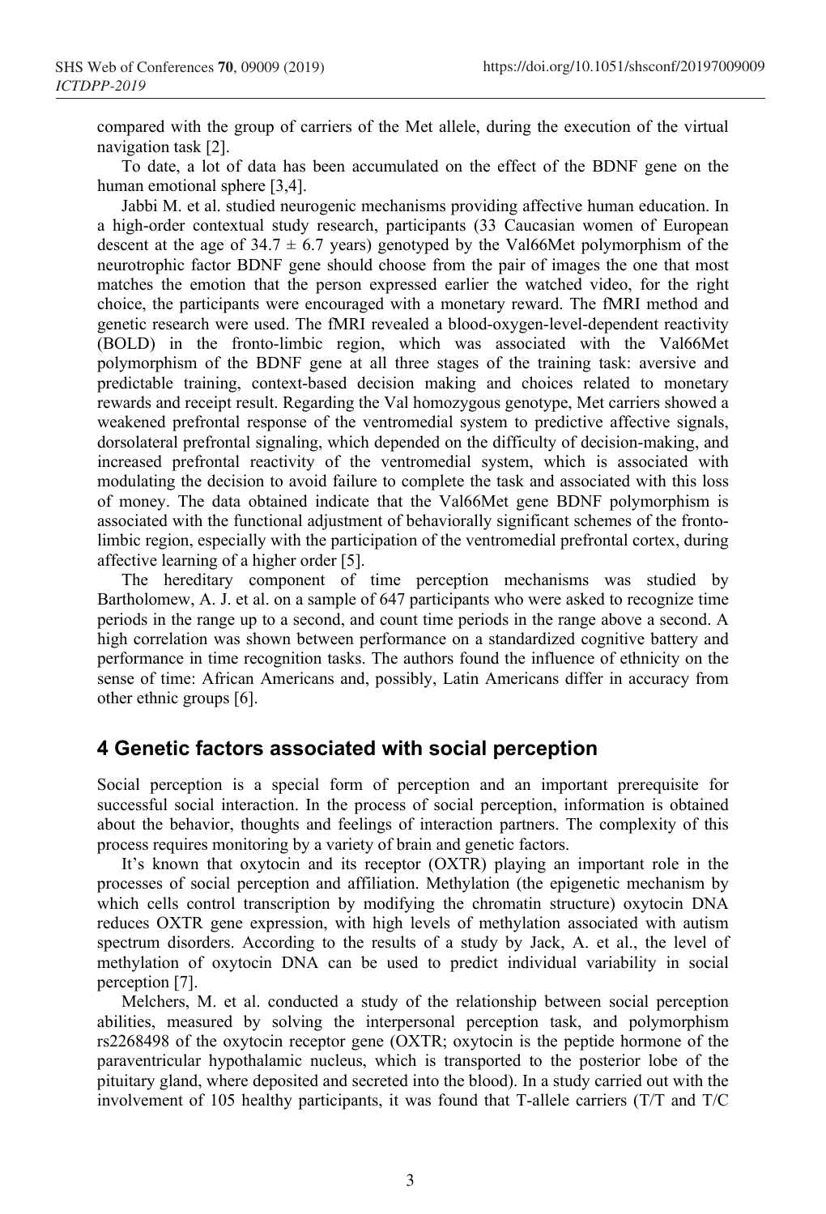compared with the group of carriers of the Met allele, during the execution of the virtual navigation task [2].

To date, a lot of data has been accumulated on the effect of the BDNF gene on the human emotional sphere [3,4].

Jabbi M. et al. studied neurogenic mechanisms providing affective human education. In a high-order contextual study research, participants (33 Caucasian women of European descent at the age of 34.7 ± 6.7 years) genotyped by the Val66Met polymorphism of the neurotrophic factor BDNF gene should choose from the pair of images the one that most matches the emotion that the person expressed earlier the watched video, for the right choice, the participants were encouraged with a monetary reward. The fMRI method and genetic research were used. The fMRI revealed a blood-oxygen-level-dependent reactivity (BOLD) in the fronto-limbic region, which was associated with the Val66Met polymorphism of the BDNF gene at all three stages of the training task: aversive and predictable training, context-based decision making and choices related to monetary rewards and receipt result. Regarding the Val homozygous genotype, Met carriers showed a weakened prefrontal response of the ventromedial system to predictive affective signals, dorsolateral prefrontal signaling, which depended on the difficulty of decision-making, and increased prefrontal reactivity of the ventromedial system, which is associated with modulating the decision to avoid failure to complete the task and associated with this loss of money. The data obtained indicate that the Val66Met gene BDNF polymorphism is associated with the functional adjustment of behaviorally significant schemes of the fronto-limbic region, especially with the participation of the ventromedial prefrontal cortex, during affective learning of a higher order [5].

The hereditary component of time perception mechanisms was studied by Bartholomew, A. J. et al. on a sample of 647 participants who were asked to recognize time periods in the range up to a second, and count time periods in the range above a second. A high correlation was shown between performance on a standardized cognitive battery and performance in time recognition tasks. The authors found the influence of ethnicity on the sense of time: African Americans and, possibly, Latin Americans differ in accuracy from other ethnic groups [6].

## 4 Genetic factors associated with social perception

Social perception is a special form of perception and an important prerequisite for successful social interaction. In the process of social perception, information is obtained about the behavior, thoughts and feelings of interaction partners. The complexity of this process requires monitoring by a variety of brain and genetic factors.

It's known that oxytocin and its receptor (OXTR) playing an important role in the processes of social perception and affiliation. Methylation (the epigenetic mechanism by which cells control transcription by modifying the chromatin structure) oxytocin DNA reduces OXTR gene expression, with high levels of methylation associated with autism spectrum disorders. According to the results of a study by Jack, A. et al., the level of methylation of oxytocin DNA can be used to predict individual variability in social perception [7].

Melchers, M. et al. conducted a study of the relationship between social perception abilities, measured by solving the interpersonal perception task, and polymorphism rs2268498 of the oxytocin receptor gene (OXTR; oxytocin is the peptide hormone of the paraventricular hypothalamic nucleus, which is transported to the posterior lobe of the pituitary gland, where deposited and secreted into the blood). In a study carried out with the involvement of 105 healthy participants, it was found that T-allele carriers (T/T and T/C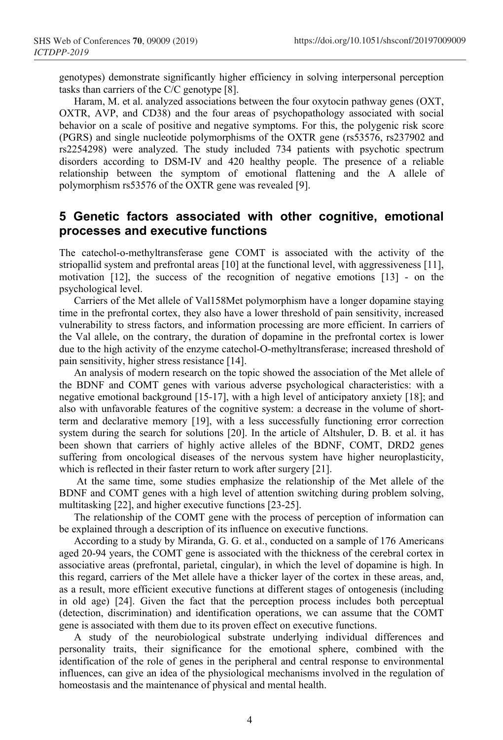genotypes) demonstrate significantly higher efficiency in solving interpersonal perception tasks than carriers of the C/C genotype [8].

Haram, M. et al. analyzed associations between the four oxytocin pathway genes (OXT, OXTR, AVP, and CD38) and the four areas of psychopathology associated with social behavior on a scale of positive and negative symptoms. For this, the polygenic risk score (PGRS) and single nucleotide polymorphisms of the OXTR gene (rs53576, rs237902 and rs2254298) were analyzed. The study included 734 patients with psychotic spectrum disorders according to DSM-IV and 420 healthy people. The presence of a reliable relationship between the symptom of emotional flattening and the A allele of polymorphism rs53576 of the OXTR gene was revealed [9].

## 5 Genetic factors associated with other cognitive, emotional processes and executive functions

The catechol-o-methyltransferase gene COMT is associated with the activity of the striopallid system and prefrontal areas [10] at the functional level, with aggressiveness [11], motivation [12], the success of the recognition of negative emotions [13] - on the psychological level.

Carriers of the Met allele of Val158Met polymorphism have a longer dopamine staying time in the prefrontal cortex, they also have a lower threshold of pain sensitivity, increased vulnerability to stress factors, and information processing are more efficient. In carriers of the Val allele, on the contrary, the duration of dopamine in the prefrontal cortex is lower due to the high activity of the enzyme catechol-O-methyltransferase; increased threshold of pain sensitivity, higher stress resistance [14].

An analysis of modern research on the topic showed the association of the Met allele of the BDNF and COMT genes with various adverse psychological characteristics: with a negative emotional background [15-17], with a high level of anticipatory anxiety [18]; and also with unfavorable features of the cognitive system: a decrease in the volume of short-term and declarative memory [19], with a less successfully functioning error correction system during the search for solutions [20]. In the article of Altshuler, D. B. et al. it has been shown that carriers of highly active alleles of the BDNF, COMT, DRD2 genes suffering from oncological diseases of the nervous system have higher neuroplasticity, which is reflected in their faster return to work after surgery [21].

At the same time, some studies emphasize the relationship of the Met allele of the BDNF and COMT genes with a high level of attention switching during problem solving, multitasking [22], and higher executive functions [23-25].

The relationship of the COMT gene with the process of perception of information can be explained through a description of its influence on executive functions.

According to a study by Miranda, G. G. et al., conducted on a sample of 176 Americans aged 20-94 years, the COMT gene is associated with the thickness of the cerebral cortex in associative areas (prefrontal, parietal, cingular), in which the level of dopamine is high. In this regard, carriers of the Met allele have a thicker layer of the cortex in these areas, and, as a result, more efficient executive functions at different stages of ontogenesis (including in old age) [24]. Given the fact that the perception process includes both perceptual (detection, discrimination) and identification operations, we can assume that the COMT gene is associated with them due to its proven effect on executive functions.

A study of the neurobiological substrate underlying individual differences and personality traits, their significance for the emotional sphere, combined with the identification of the role of genes in the peripheral and central response to environmental influences, can give an idea of the physiological mechanisms involved in the regulation of homeostasis and the maintenance of physical and mental health.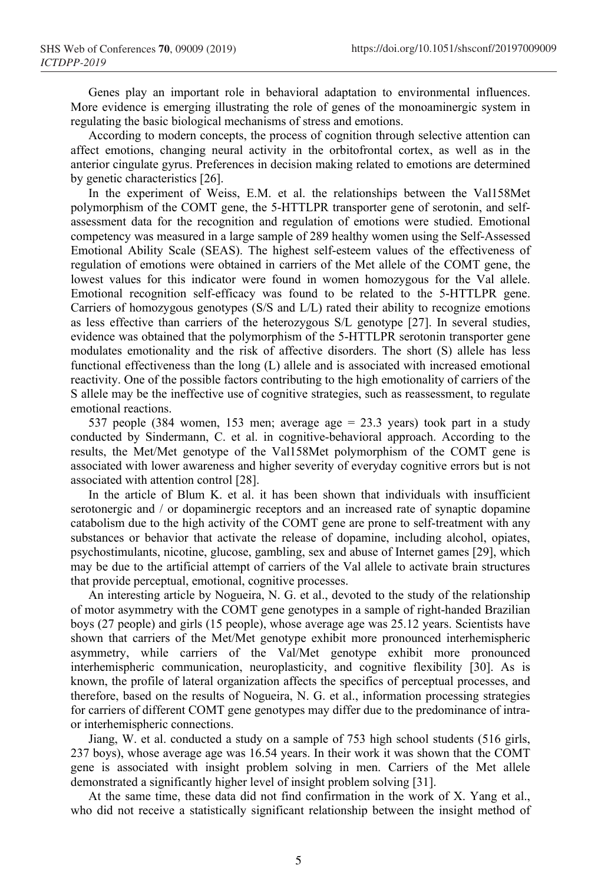Genes play an important role in behavioral adaptation to environmental influences. More evidence is emerging illustrating the role of genes of the monoaminergic system in regulating the basic biological mechanisms of stress and emotions.

According to modern concepts, the process of cognition through selective attention can affect emotions, changing neural activity in the orbitofrontal cortex, as well as in the anterior cingulate gyrus. Preferences in decision making related to emotions are determined by genetic characteristics [26].

In the experiment of Weiss, E.M. et al. the relationships between the Val158Met polymorphism of the COMT gene, the 5-HTTLPR transporter gene of serotonin, and self-assessment data for the recognition and regulation of emotions were studied. Emotional competency was measured in a large sample of 289 healthy women using the Self-Assessed Emotional Ability Scale (SEAS). The highest self-esteem values of the effectiveness of regulation of emotions were obtained in carriers of the Met allele of the COMT gene, the lowest values for this indicator were found in women homozygous for the Val allele. Emotional recognition self-efficacy was found to be related to the 5-HTTLPR gene. Carriers of homozygous genotypes (S/S and L/L) rated their ability to recognize emotions as less effective than carriers of the heterozygous S/L genotype [27]. In several studies, evidence was obtained that the polymorphism of the 5-HTTLPR serotonin transporter gene modulates emotionality and the risk of affective disorders. The short (S) allele has less functional effectiveness than the long (L) allele and is associated with increased emotional reactivity. One of the possible factors contributing to the high emotionality of carriers of the S allele may be the ineffective use of cognitive strategies, such as reassessment, to regulate emotional reactions.

537 people (384 women, 153 men; average age = 23.3 years) took part in a study conducted by Sindermann, C. et al. in cognitive-behavioral approach. According to the results, the Met/Met genotype of the Val158Met polymorphism of the COMT gene is associated with lower awareness and higher severity of everyday cognitive errors but is not associated with attention control [28].

In the article of Blum K. et al. it has been shown that individuals with insufficient serotonergic and / or dopaminergic receptors and an increased rate of synaptic dopamine catabolism due to the high activity of the COMT gene are prone to self-treatment with any substances or behavior that activate the release of dopamine, including alcohol, opiates, psychostimulants, nicotine, glucose, gambling, sex and abuse of Internet games [29], which may be due to the artificial attempt of carriers of the Val allele to activate brain structures that provide perceptual, emotional, cognitive processes.

An interesting article by Nogueira, N. G. et al., devoted to the study of the relationship of motor asymmetry with the COMT gene genotypes in a sample of right-handed Brazilian boys (27 people) and girls (15 people), whose average age was 25.12 years. Scientists have shown that carriers of the Met/Met genotype exhibit more pronounced interhemispheric asymmetry, while carriers of the Val/Met genotype exhibit more pronounced interhemispheric communication, neuroplasticity, and cognitive flexibility [30]. As is known, the profile of lateral organization affects the specifics of perceptual processes, and therefore, based on the results of Nogueira, N. G. et al., information processing strategies for carriers of different COMT gene genotypes may differ due to the predominance of intra- or interhemispheric connections.

Jiang, W. et al. conducted a study on a sample of 753 high school students (516 girls, 237 boys), whose average age was 16.54 years. In their work it was shown that the COMT gene is associated with insight problem solving in men. Carriers of the Met allele demonstrated a significantly higher level of insight problem solving [31].

At the same time, these data did not find confirmation in the work of X. Yang et al., who did not receive a statistically significant relationship between the insight method of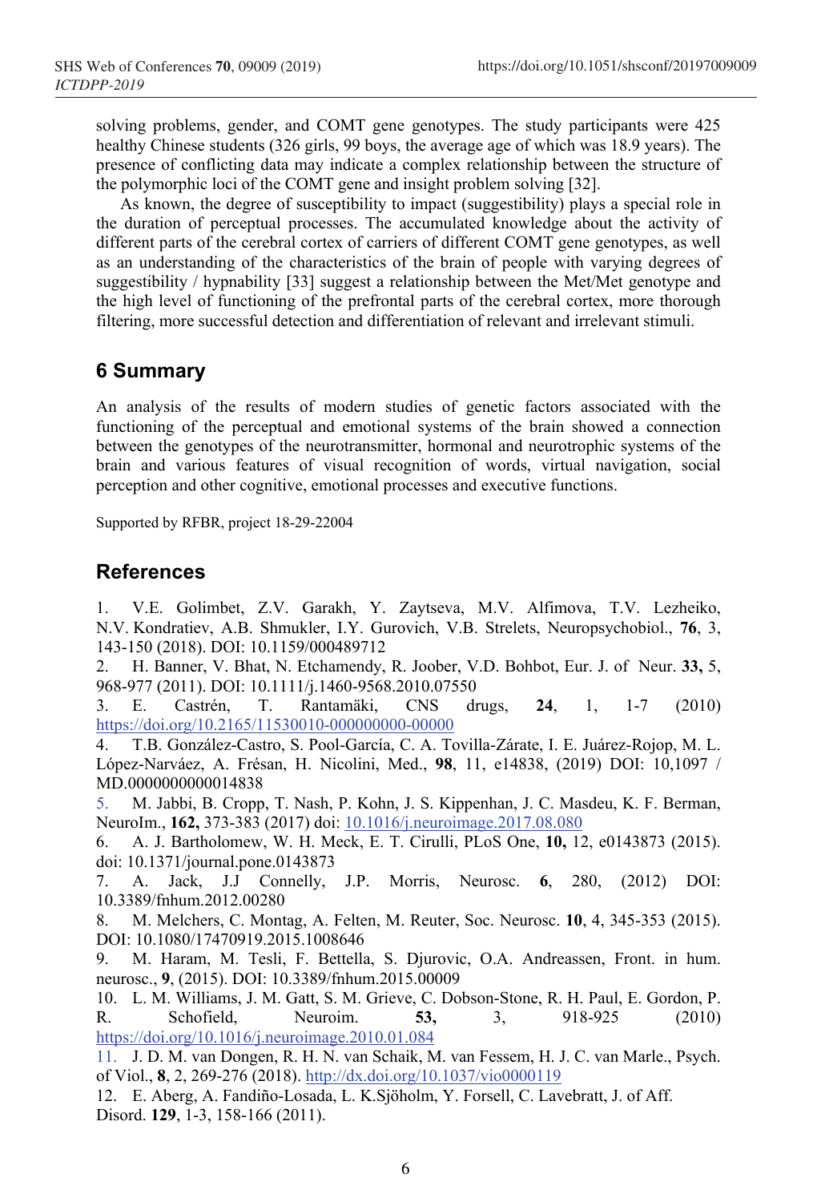solving problems, gender, and COMT gene genotypes. The study participants were 425 healthy Chinese students (326 girls, 99 boys, the average age of which was 18.9 years). The presence of conflicting data may indicate a complex relationship between the structure of the polymorphic loci of the COMT gene and insight problem solving [32].

As known, the degree of susceptibility to impact (suggestibility) plays a special role in the duration of perceptual processes. The accumulated knowledge about the activity of different parts of the cerebral cortex of carriers of different COMT gene genotypes, as well as an understanding of the characteristics of the brain of people with varying degrees of suggestibility / hypnability [33] suggest a relationship between the Met/Met genotype and the high level of functioning of the prefrontal parts of the cerebral cortex, more thorough filtering, more successful detection and differentiation of relevant and irrelevant stimuli.

## 6 Summary

An analysis of the results of modern studies of genetic factors associated with the functioning of the perceptual and emotional systems of the brain showed a connection between the genotypes of the neurotransmitter, hormonal and neurotrophic systems of the brain and various features of visual recognition of words, virtual navigation, social perception and other cognitive, emotional processes and executive functions.

Supported by RFBR, project 18-29-22004

## References

1. V.E. Golimbet, Z.V. Garakh, Y. Zaytseva, M.V. Alfimova, T.V. Lezheiko, N.V. Kondratiev, A.B. Shmukler, I.Y. Gurovich, V.B. Strelets, Neuropsychobiol., **76**, 3, 143-150 (2018). DOI: 10.1159/000489712
2. H. Banner, V. Bhat, N. Etchamendy, R. Joober, V.D. Bohbot, Eur. J. of Neur. **33,** 5, 968-977 (2011). DOI: 10.1111/j.1460-9568.2010.07550
3. E. Castrén, T. Rantamäki, CNS drugs, **24**, 1, 1-7 (2010) https://doi.org/10.2165/11530010-000000000-00000
4. T.B. González-Castro, S. Pool-García, C. A. Tovilla-Zárate, I. E. Juárez-Rojop, M. L. López-Narváez, A. Frésan, H. Nicolini, Med., **98**, 11, e14838, (2019) DOI: 10,1097 / MD.0000000000014838
5. M. Jabbi, B. Cropp, T. Nash, P. Kohn, J. S. Kippenhan, J. C. Masdeu, K. F. Berman, NeuroIm., **162,** 373-383 (2017) doi: 10.1016/j.neuroimage.2017.08.080
6. A. J. Bartholomew, W. H. Meck, E. T. Cirulli, PLoS One, **10,** 12, e0143873 (2015). doi: 10.1371/journal.pone.0143873
7. A. Jack, J.J Connelly, J.P. Morris, Neurosc. **6**, 280, (2012) DOI: 10.3389/fnhum.2012.00280
8. M. Melchers, C. Montag, A. Felten, M. Reuter, Soc. Neurosc. **10**, 4, 345-353 (2015). DOI: 10.1080/17470919.2015.1008646
9. M. Haram, M. Tesli, F. Bettella, S. Djurovic, O.A. Andreassen, Front. in hum. neurosc., **9**, (2015). DOI: 10.3389/fnhum.2015.00009
10. L. M. Williams, J. M. Gatt, S. M. Grieve, C. Dobson-Stone, R. H. Paul, E. Gordon, P. R. Schofield, Neuroim. **53,** 3, 918-925 (2010) https://doi.org/10.1016/j.neuroimage.2010.01.084
11. J. D. M. van Dongen, R. H. N. van Schaik, M. van Fessem, H. J. C. van Marle., Psych. of Viol., **8**, 2, 269-276 (2018). http://dx.doi.org/10.1037/vio0000119
12. E. Aberg, A. Fandiño-Losada, L. K.Sjöholm, Y. Forsell, C. Lavebratt, J. of Aff. Disord. **129**, 1-3, 158-166 (2011).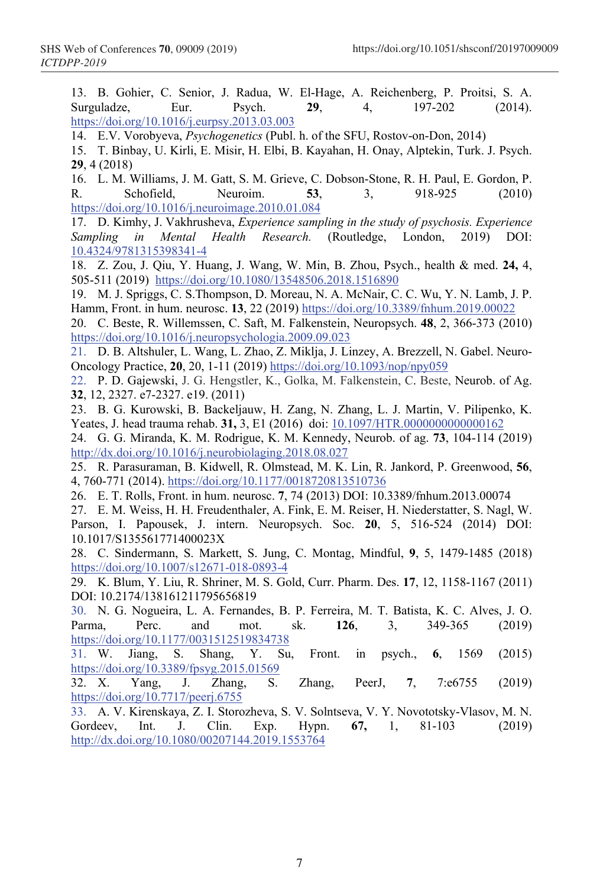13. B. Gohier, C. Senior, J. Radua, W. El-Hage, A. Reichenberg, P. Proitsi, S. A. Surguladze, Eur. Psych. **29**, 4, 197-202 (2014). https://doi.org/10.1016/j.eurpsy.2013.03.003

14. E.V. Vorobyeva, *Psychogenetics* (Publ. h. of the SFU, Rostov-on-Don, 2014)

15. T. Binbay, U. Kirli, E. Misir, H. Elbi, B. Kayahan, H. Onay, Alptekin, Turk. J. Psych. **29**, 4 (2018)

16. L. M. Williams, J. M. Gatt, S. M. Grieve, C. Dobson-Stone, R. H. Paul, E. Gordon, P. R. Schofield, Neuroim. **53**, 3, 918-925 (2010) https://doi.org/10.1016/j.neuroimage.2010.01.084

17. D. Kimhy, J. Vakhrusheva, *Experience sampling in the study of psychosis. Experience Sampling in Mental Health Research.* (Routledge, London, 2019) DOI: 10.4324/9781315398341-4

18. Z. Zou, J. Qiu, Y. Huang, J. Wang, W. Min, B. Zhou, Psych., health & med. **24,** 4, 505-511 (2019) https://doi.org/10.1080/13548506.2018.1516890

19. M. J. Spriggs, C. S.Thompson, D. Moreau, N. A. McNair, C. C. Wu, Y. N. Lamb, J. P. Hamm, Front. in hum. neurosc. **13**, 22 (2019) https://doi.org/10.3389/fnhum.2019.00022

20. C. Beste, R. Willemssen, C. Saft, M. Falkenstein, Neuropsych. **48**, 2, 366-373 (2010) https://doi.org/10.1016/j.neuropsychologia.2009.09.023

21. D. B. Altshuler, L. Wang, L. Zhao, Z. Miklja, J. Linzey, A. Brezzell, N. Gabel. Neuro-Oncology Practice, **20**, 20, 1-11 (2019) https://doi.org/10.1093/nop/npy059

22. P. D. Gajewski, J. G. Hengstler, K., Golka, M. Falkenstein, C. Beste, Neurob. of Ag. **32**, 12, 2327. e7-2327. e19. (2011)

23. B. G. Kurowski, B. Backeljauw, H. Zang, N. Zhang, L. J. Martin, V. Pilipenko, K. Yeates, J. head trauma rehab. **31,** 3, E1 (2016) doi: 10.1097/HTR.0000000000000162

24. G. G. Miranda, K. M. Rodrigue, K. M. Kennedy, Neurob. of ag. **73**, 104-114 (2019) http://dx.doi.org/10.1016/j.neurobiolaging.2018.08.027

25. R. Parasuraman, B. Kidwell, R. Olmstead, M. K. Lin, R. Jankord, P. Greenwood, **56**, 4, 760-771 (2014). https://doi.org/10.1177/0018720813510736

26. E. T. Rolls, Front. in hum. neurosc. **7**, 74 (2013) DOI: 10.3389/fnhum.2013.00074

27. E. M. Weiss, H. H. Freudenthaler, A. Fink, E. M. Reiser, H. Niederstatter, S. Nagl, W. Parson, I. Papousek, J. intern. Neuropsych. Soc. **20**, 5, 516-524 (2014) DOI: 10.1017/S135561771400023X

28. C. Sindermann, S. Markett, S. Jung, C. Montag, Mindful, **9**, 5, 1479-1485 (2018) https://doi.org/10.1007/s12671-018-0893-4

29. K. Blum, Y. Liu, R. Shriner, M. S. Gold, Curr. Pharm. Des. **17**, 12, 1158-1167 (2011) DOI: 10.2174/138161211795656819

30. N. G. Nogueira, L. A. Fernandes, B. P. Ferreira, M. T. Batista, K. C. Alves, J. O. Parma, Perc. and mot. sk. **126**, 3, 349-365 (2019) https://doi.org/10.1177/0031512519834738

31. W. Jiang, S. Shang, Y. Su, Front. in psych., **6**, 1569 (2015) https://doi.org/10.3389/fpsyg.2015.01569

32. X. Yang, J. Zhang, S. Zhang, PeerJ, **7**, 7:e6755 (2019) https://doi.org/10.7717/peerj.6755

33. A. V. Kirenskaya, Z. I. Storozheva, S. V. Solntseva, V. Y. Novototsky-Vlasov, M. N. Gordeev, Int. J. Clin. Exp. Hypn. **67,** 1, 81-103 (2019) http://dx.doi.org/10.1080/00207144.2019.1553764